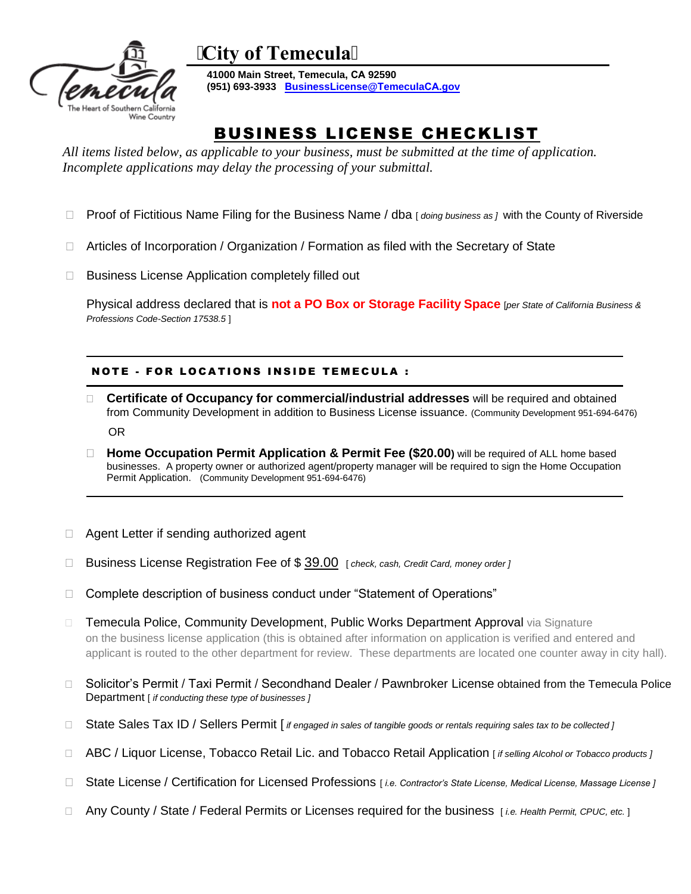# City of Temecula

**41000 Main Street, Temecula, CA 92590**
**(951) 693-3933 BusinessLicense@TemeculaCA.gov**

## BUSINESS LICENSE CHECKLIST

*All items listed below, as applicable to your business, must be submitted at the time of application. Incomplete applications may delay the processing of your submittal.*

- ☐ Proof of Fictitious Name Filing for the Business Name / dba [ *doing business as* ] with the County of Riverside
- ☐ Articles of Incorporation / Organization / Formation as filed with the Secretary of State
- ☐ Business License Application completely filled out

  Physical address declared that is **not a PO Box or Storage Facility Space** [*per State of California Business & Professions Code-Section 17538.5* ]

---

**NOTE - FOR LOCATIONS INSIDE TEMECULA :**

- ☐ **Certificate of Occupancy for commercial/industrial addresses** will be required and obtained from Community Development in addition to Business License issuance. (Community Development 951-694-6476)

  OR

- ☐ **Home Occupation Permit Application & Permit Fee ($20.00)** will be required of ALL home based businesses. A property owner or authorized agent/property manager will be required to sign the Home Occupation Permit Application. (Community Development 951-694-6476)

---

- ☐ Agent Letter if sending authorized agent
- ☐ Business License Registration Fee of $ 39.00 [ *check, cash, Credit Card, money order* ]
- ☐ Complete description of business conduct under "Statement of Operations"
- ☐ Temecula Police, Community Development, Public Works Department Approval via Signature on the business license application (this is obtained after information on application is verified and entered and applicant is routed to the other department for review. These departments are located one counter away in city hall).
- ☐ Solicitor's Permit / Taxi Permit / Secondhand Dealer / Pawnbroker License obtained from the Temecula Police Department [ *if conducting these type of businesses* ]
- ☐ State Sales Tax ID / Sellers Permit [ *if engaged in sales of tangible goods or rentals requiring sales tax to be collected* ]
- ☐ ABC / Liquor License, Tobacco Retail Lic. and Tobacco Retail Application [ *if selling Alcohol or Tobacco products* ]
- ☐ State License / Certification for Licensed Professions [ *i.e. Contractor's State License, Medical License, Massage License* ]
- ☐ Any County / State / Federal Permits or Licenses required for the business [ *i.e. Health Permit, CPUC, etc.* ]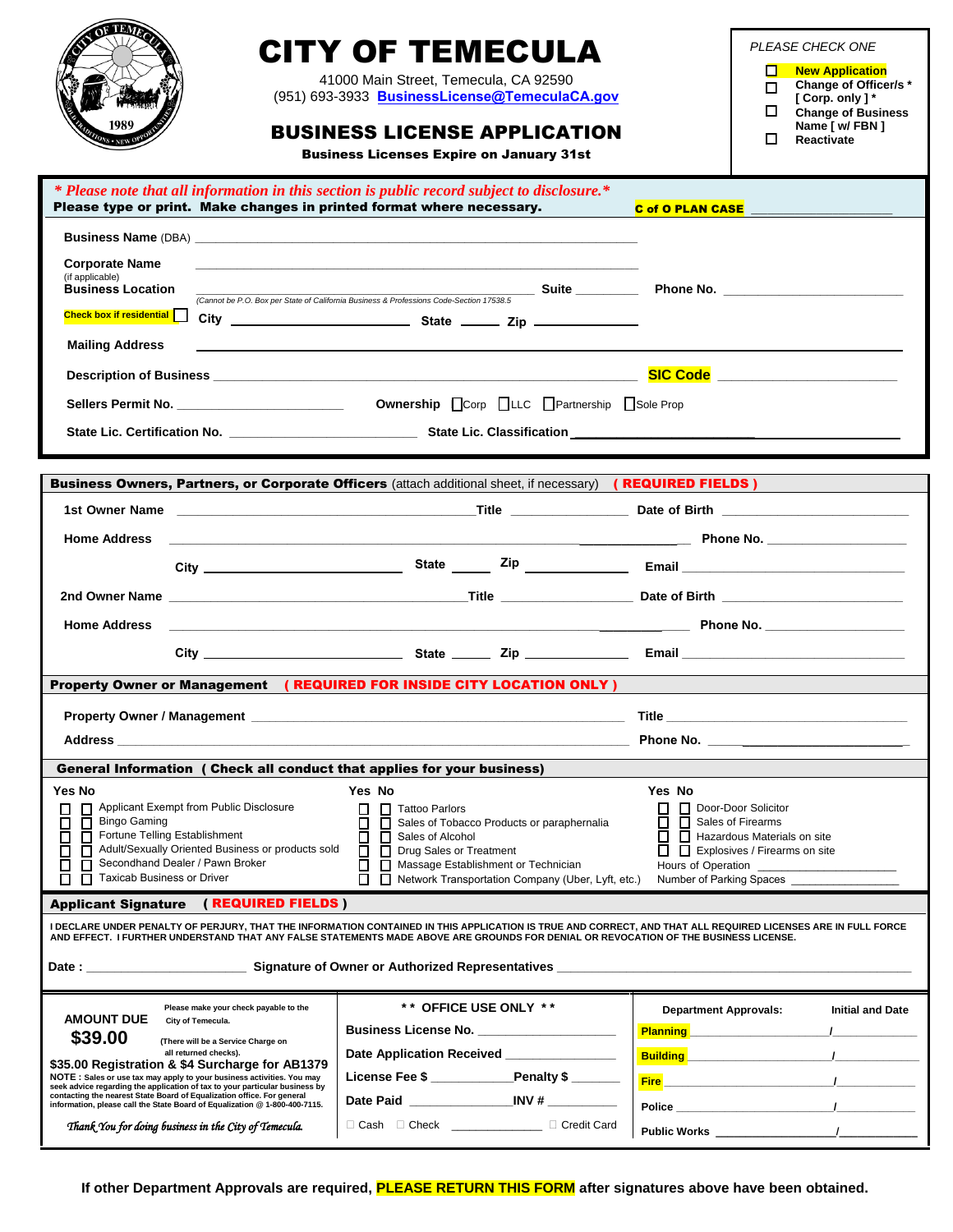# CITY OF TEMECULA

41000 Main Street, Temecula, CA 92590
(951) 693-3933 BusinessLicense@TemeculaCA.gov

## BUSINESS LICENSE APPLICATION

**Business Licenses Expire on January 31st**

*PLEASE CHECK ONE*

- ☐ **New Application**
- ☐ **Change of Officer/s * [ Corp. only ] ***
- ☐ **Change of Business Name [ w/ FBN ]**
- ☐ **Reactivate**

***\* Please note that all information in this section is public record subject to disclosure.\****

**Please type or print. Make changes in printed format where necessary.**

**C of O PLAN CASE** ____________________

**Business Name** (DBA) ________________________________________________

**Corporate Name** (if applicable) ________________________________________________

**Business Location** ________________________________________________ **Suite** ________ **Phone No.** ____________________

*(Cannot be P.O. Box per State of California Business & Professions Code-Section 17538.5*

**Check box if residential** ☐ **City** ____________________ **State** ______ **Zip** ____________

**Mailing Address** ________________________________________________

**Description of Business** ________________________________________________ **SIC Code** ____________________

**Sellers Permit No.** ____________________ **Ownership** ☐Corp ☐LLC ☐Partnership ☐Sole Prop

**State Lic. Certification No.** ____________________ **State Lic. Classification** ____________________

---

**Business Owners, Partners, or Corporate Officers** (attach additional sheet, if necessary) **( REQUIRED FIELDS )**

**1st Owner Name** ________________________________ **Title** ______________ **Date of Birth** ____________________

**Home Address** ________________________________________________ **Phone No.** ____________________

**City** ____________________ **State** ______ **Zip** ____________ **Email** ____________________

**2nd Owner Name** ________________________________ **Title** ______________ **Date of Birth** ____________________

**Home Address** ________________________________________________ **Phone No.** ____________________

**City** ____________________ **State** ______ **Zip** ____________ **Email** ____________________

**Property Owner or Management** **( REQUIRED FOR INSIDE CITY LOCATION ONLY )**

**Property Owner / Management** ________________________________________________ **Title** ____________________

**Address** ________________________________________________ **Phone No.** ____________________

**General Information ( Check all conduct that applies for your business)**

| Yes | No | | Yes | No | | Yes | No | |
|---|---|---|---|---|---|---|---|---|
| ☐ | ☐ | Applicant Exempt from Public Disclosure | ☐ | ☐ | Tattoo Parlors | ☐ | ☐ | Door-Door Solicitor |
| ☐ | ☐ | Bingo Gaming | ☐ | ☐ | Sales of Tobacco Products or paraphernalia | ☐ | ☐ | Sales of Firearms |
| ☐ | ☐ | Fortune Telling Establishment | ☐ | ☐ | Sales of Alcohol | ☐ | ☐ | Hazardous Materials on site |
| ☐ | ☐ | Adult/Sexually Oriented Business or products sold | ☐ | ☐ | Drug Sales or Treatment | ☐ | ☐ | Explosives / Firearms on site |
| ☐ | ☐ | Secondhand Dealer / Pawn Broker | ☐ | ☐ | Massage Establishment or Technician | | | Hours of Operation ____________ |
| ☐ | ☐ | Taxicab Business or Driver | ☐ | ☐ | Network Transportation Company (Uber, Lyft, etc.) | | | Number of Parking Spaces ____________ |

**Applicant Signature** **( REQUIRED FIELDS )**

I DECLARE UNDER PENALTY OF PERJURY, THAT THE INFORMATION CONTAINED IN THIS APPLICATION IS TRUE AND CORRECT, AND THAT ALL REQUIRED LICENSES ARE IN FULL FORCE AND EFFECT. I FURTHER UNDERSTAND THAT ANY FALSE STATEMENTS MADE ABOVE ARE GROUNDS FOR DENIAL OR REVOCATION OF THE BUSINESS LICENSE.

**Date :** ____________________ **Signature of Owner or Authorized Representatives** ________________________________________________

---

**AMOUNT DUE**

**$39.00**

Please make your check payable to the City of Temecula.

(There will be a Service Charge on all returned checks).

**$35.00 Registration & $4 Surcharge for AB1379**

**NOTE :** Sales or use tax may apply to your business activities. You may seek advice regarding the application of tax to your particular business by contacting the nearest State Board of Equalization office. For general information, please call the State Board of Equalization @ 1-800-400-7115.

*Thank You for doing business in the City of Temecula.*

**\*\* OFFICE USE ONLY \*\***

**Business License No.** ____________________

**Date Application Received** ____________________

**License Fee $** ____________ **Penalty $** ____________

**Date Paid** ____________ **INV #** ____________

☐ Cash ☐ Check ____________ ☐ Credit Card

| Department Approvals: | Initial and Date |
|---|---|
| **Planning** ____________________ | / ____________ |
| **Building** ____________________ | / ____________ |
| **Fire** ____________________ | / ____________ |
| **Police** ____________________ | / ____________ |
| **Public Works** ____________________ | / ____________ |

**If other Department Approvals are required, PLEASE RETURN THIS FORM after signatures above have been obtained.**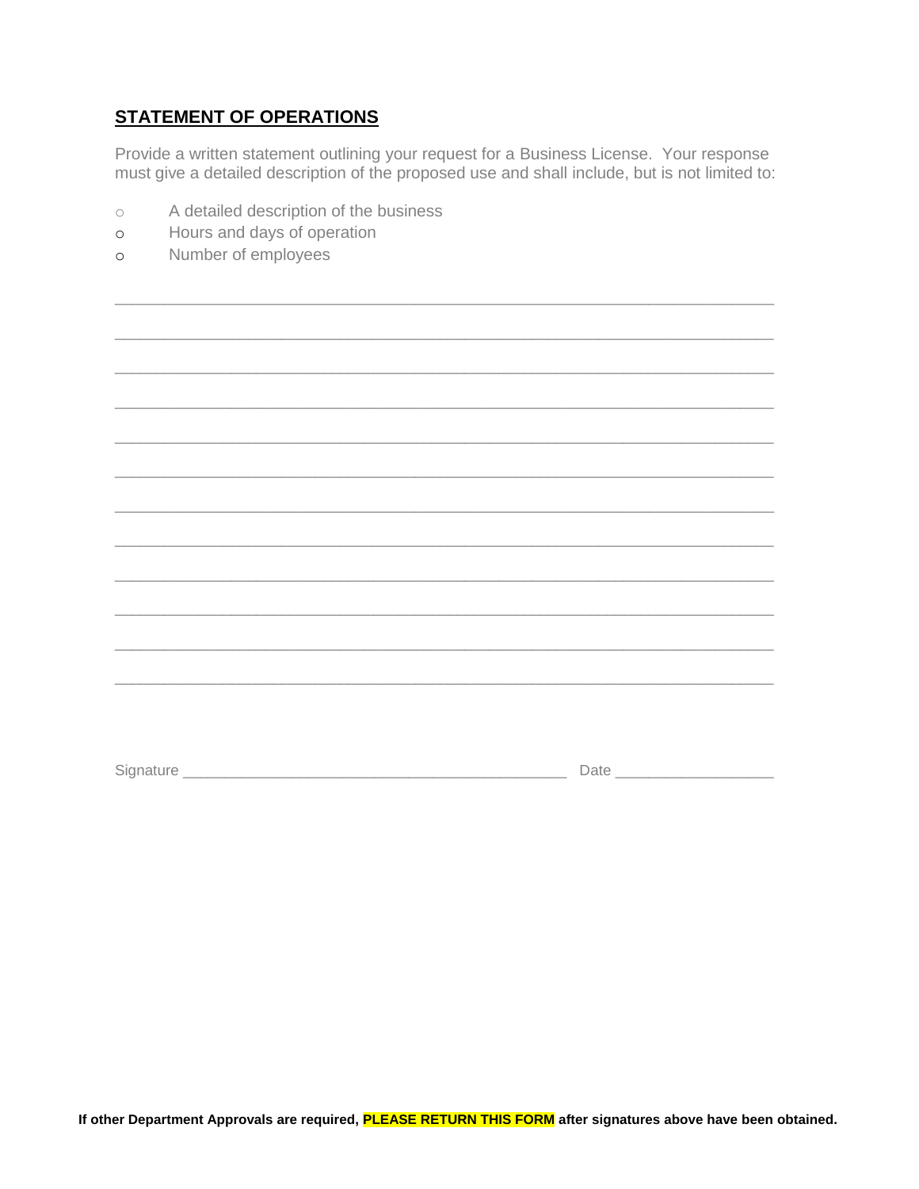## STATEMENT OF OPERATIONS

Provide a written statement outlining your request for a Business License. Your response must give a detailed description of the proposed use and shall include, but is not limited to:

- A detailed description of the business
- Hours and days of operation
- Number of employees

_______________________________________________________________________________

_______________________________________________________________________________

_______________________________________________________________________________

_______________________________________________________________________________

_______________________________________________________________________________

_______________________________________________________________________________

_______________________________________________________________________________

_______________________________________________________________________________

_______________________________________________________________________________

_______________________________________________________________________________

_______________________________________________________________________________

_______________________________________________________________________________

Signature ______________________________________________ Date ___________________

**If other Department Approvals are required, PLEASE RETURN THIS FORM after signatures above have been obtained.**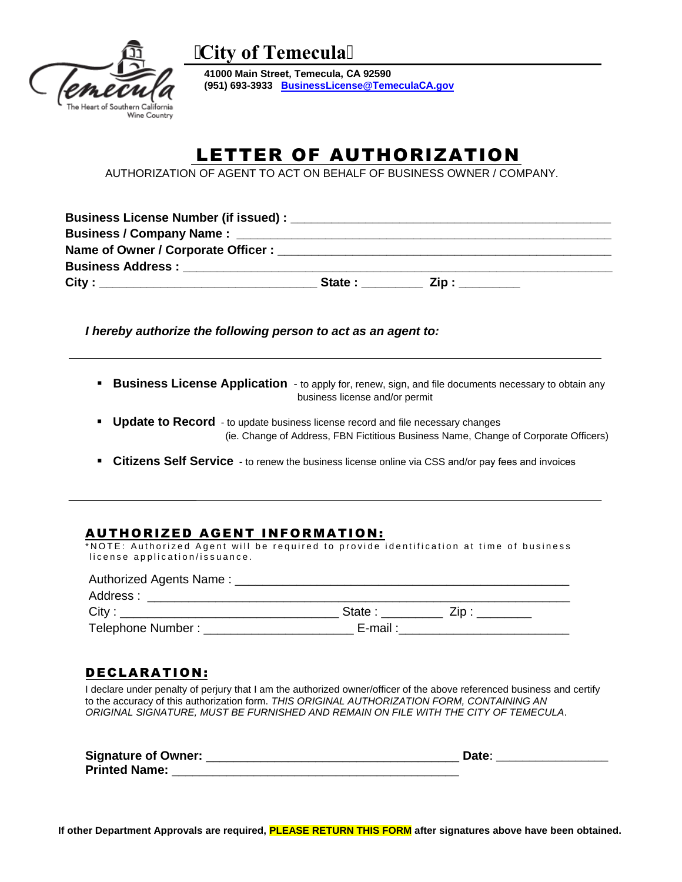# City of Temecula

**41000 Main Street, Temecula, CA 92590**
**(951) 693-3933 [BusinessLicense@TemeculaCA.gov](mailto:BusinessLicense@TemeculaCA.gov)**

## LETTER OF AUTHORIZATION

AUTHORIZATION OF AGENT TO ACT ON BEHALF OF BUSINESS OWNER / COMPANY.

**Business License Number (if issued) :** ______________________________________________
**Business / Company Name :** ______________________________________________________
**Name of Owner / Corporate Officer :** _______________________________________________
**Business Address :** ______________________________________________________________
**City :** _________________________________ **State :** _________ **Zip :** _________

***I hereby authorize the following person to act as an agent to:***

---

- **Business License Application** - to apply for, renew, sign, and file documents necessary to obtain any business license and/or permit
- **Update to Record** - to update business license record and file necessary changes (ie. Change of Address, FBN Fictitious Business Name, Change of Corporate Officers)
- **Citizens Self Service** - to renew the business license online via CSS and/or pay fees and invoices

---

### AUTHORIZED AGENT INFORMATION:

*NOTE: Authorized Agent will be required to provide identification at time of business license application/issuance.

Authorized Agents Name : __________________________________________________
Address : _______________________________________________________________
City : _________________________________ State : _________ Zip : ________
Telephone Number : _____________________ E-mail :_________________________

### DECLARATION:

I declare under penalty of perjury that I am the authorized owner/officer of the above referenced business and certify to the accuracy of this authorization form. *THIS ORIGINAL AUTHORIZATION FORM, CONTAINING AN ORIGINAL SIGNATURE, MUST BE FURNISHED AND REMAIN ON FILE WITH THE CITY OF TEMECULA*.

**Signature of Owner:** ____________________________________ **Date**: ________________
**Printed Name:** ___________________________________________

**If other Department Approvals are required, PLEASE RETURN THIS FORM after signatures above have been obtained.**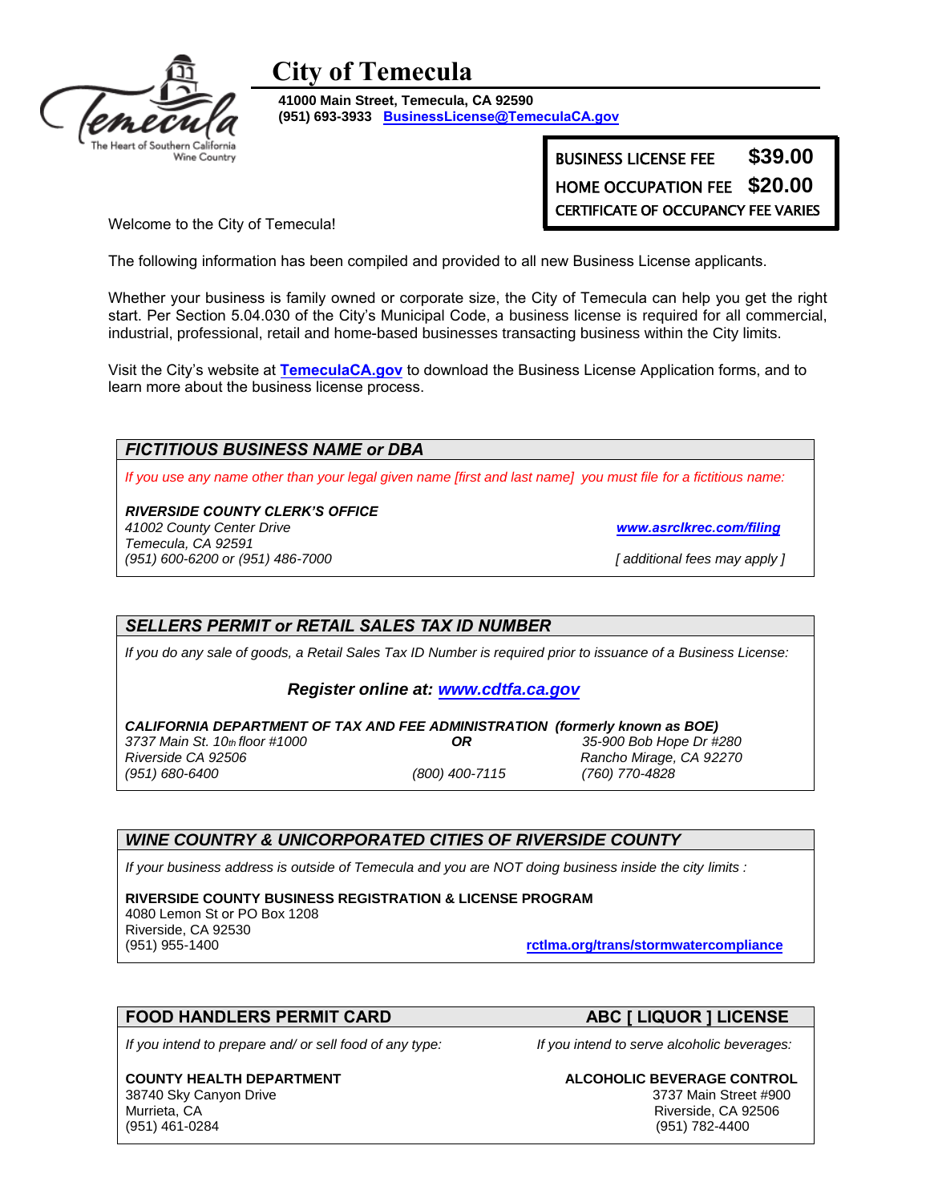# City of Temecula

**41000 Main Street, Temecula, CA 92590**
**(951) 693-3933 BusinessLicense@TemeculaCA.gov**

| | |
|---|---|
| BUSINESS LICENSE FEE | **$39.00** |
| HOME OCCUPATION FEE | **$20.00** |
| CERTIFICATE OF OCCUPANCY FEE VARIES | |

Welcome to the City of Temecula!

The following information has been compiled and provided to all new Business License applicants.

Whether your business is family owned or corporate size, the City of Temecula can help you get the right start. Per Section 5.04.030 of the City's Municipal Code, a business license is required for all commercial, industrial, professional, retail and home-based businesses transacting business within the City limits.

Visit the City's website at **TemeculaCA.gov** to download the Business License Application forms, and to learn more about the business license process.

## *FICTITIOUS BUSINESS NAME or DBA*

*If you use any name other than your legal given name [first and last name] you must file for a fictitious name:*

***RIVERSIDE COUNTY CLERK'S OFFICE***
*41002 County Center Drive*
*Temecula, CA 92591*
*(951) 600-6200 or (951) 486-7000*

***www.asrclkrec.com/filing***
*[ additional fees may apply ]*

## *SELLERS PERMIT or RETAIL SALES TAX ID NUMBER*

*If you do any sale of goods, a Retail Sales Tax ID Number is required prior to issuance of a Business License:*

***Register online at: www.cdtfa.ca.gov***

***CALIFORNIA DEPARTMENT OF TAX AND FEE ADMINISTRATION (formerly known as BOE)***

*3737 Main St. 10th floor #1000*
*Riverside CA 92506*
*(951) 680-6400*

***OR***
*(800) 400-7115*

*35-900 Bob Hope Dr #280*
*Rancho Mirage, CA 92270*
*(760) 770-4828*

## *WINE COUNTRY & UNINCORPORATED CITIES OF RIVERSIDE COUNTY*

*If your business address is outside of Temecula and you are NOT doing business inside the city limits :*

**RIVERSIDE COUNTY BUSINESS REGISTRATION & LICENSE PROGRAM**
4080 Lemon St or PO Box 1208
Riverside, CA 92530
(951) 955-1400

**rctlma.org/trans/stormwatercompliance**

## FOOD HANDLERS PERMIT CARD

*If you intend to prepare and/ or sell food of any type:*

**COUNTY HEALTH DEPARTMENT**
38740 Sky Canyon Drive
Murrieta, CA
(951) 461-0284

## ABC [ LIQUOR ] LICENSE

*If you intend to serve alcoholic beverages:*

**ALCOHOLIC BEVERAGE CONTROL**
3737 Main Street #900
Riverside, CA 92506
(951) 782-4400